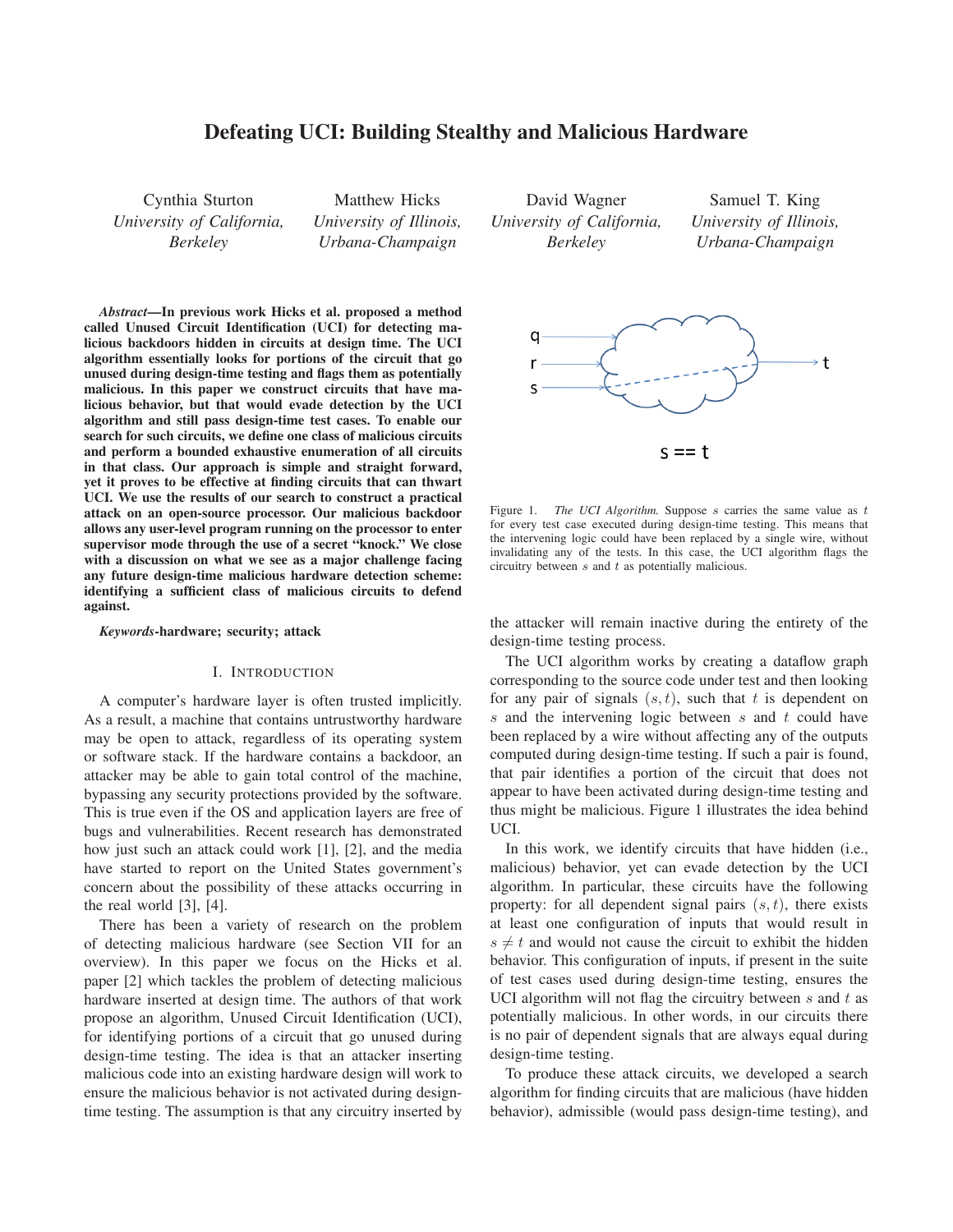# Defeating UCI: Building Stealthy and Malicious Hardware

Cynthia Sturton
*University of California, Berkeley*

Matthew Hicks
*University of Illinois, Urbana-Champaign*

David Wagner
*University of California, Berkeley*

Samuel T. King
*University of Illinois, Urbana-Champaign*

***Abstract*—In previous work Hicks et al. proposed a method called Unused Circuit Identification (UCI) for detecting malicious backdoors hidden in circuits at design time. The UCI algorithm essentially looks for portions of the circuit that go unused during design-time testing and flags them as potentially malicious. In this paper we construct circuits that have malicious behavior, but that would evade detection by the UCI algorithm and still pass design-time test cases. To enable our search for such circuits, we define one class of malicious circuits and perform a bounded exhaustive enumeration of all circuits in that class. Our approach is simple and straight forward, yet it proves to be effective at finding circuits that can thwart UCI. We use the results of our search to construct a practical attack on an open-source processor. Our malicious backdoor allows any user-level program running on the processor to enter supervisor mode through the use of a secret "knock." We close with a discussion on what we see as a major challenge facing any future design-time malicious hardware detection scheme: identifying a sufficient class of malicious circuits to defend against.**

***Keywords*-hardware; security; attack**

## I. Introduction

A computer's hardware layer is often trusted implicitly. As a result, a machine that contains untrustworthy hardware may be open to attack, regardless of its operating system or software stack. If the hardware contains a backdoor, an attacker may be able to gain total control of the machine, bypassing any security protections provided by the software. This is true even if the OS and application layers are free of bugs and vulnerabilities. Recent research has demonstrated how just such an attack could work [1], [2], and the media have started to report on the United States government's concern about the possibility of these attacks occurring in the real world [3], [4].

There has been a variety of research on the problem of detecting malicious hardware (see Section VII for an overview). In this paper we focus on the Hicks et al. paper [2] which tackles the problem of detecting malicious hardware inserted at design time. The authors of that work propose an algorithm, Unused Circuit Identification (UCI), for identifying portions of a circuit that go unused during design-time testing. The idea is that an attacker inserting malicious code into an existing hardware design will work to ensure the malicious behavior is not activated during design-time testing. The assumption is that any circuitry inserted by

q
r
s
t
s == t

Figure 1. *The UCI Algorithm.* Suppose $s$ carries the same value as $t$ for every test case executed during design-time testing. This means that the intervening logic could have been replaced by a single wire, without invalidating any of the tests. In this case, the UCI algorithm flags the circuitry between $s$ and $t$ as potentially malicious.

the attacker will remain inactive during the entirety of the design-time testing process.

The UCI algorithm works by creating a dataflow graph corresponding to the source code under test and then looking for any pair of signals $(s, t)$, such that $t$ is dependent on $s$ and the intervening logic between $s$ and $t$ could have been replaced by a wire without affecting any of the outputs computed during design-time testing. If such a pair is found, that pair identifies a portion of the circuit that does not appear to have been activated during design-time testing and thus might be malicious. Figure 1 illustrates the idea behind UCI.

In this work, we identify circuits that have hidden (i.e., malicious) behavior, yet can evade detection by the UCI algorithm. In particular, these circuits have the following property: for all dependent signal pairs $(s, t)$, there exists at least one configuration of inputs that would result in $s \neq t$ and would not cause the circuit to exhibit the hidden behavior. This configuration of inputs, if present in the suite of test cases used during design-time testing, ensures the UCI algorithm will not flag the circuitry between $s$ and $t$ as potentially malicious. In other words, in our circuits there is no pair of dependent signals that are always equal during design-time testing.

To produce these attack circuits, we developed a search algorithm for finding circuits that are malicious (have hidden behavior), admissible (would pass design-time testing), and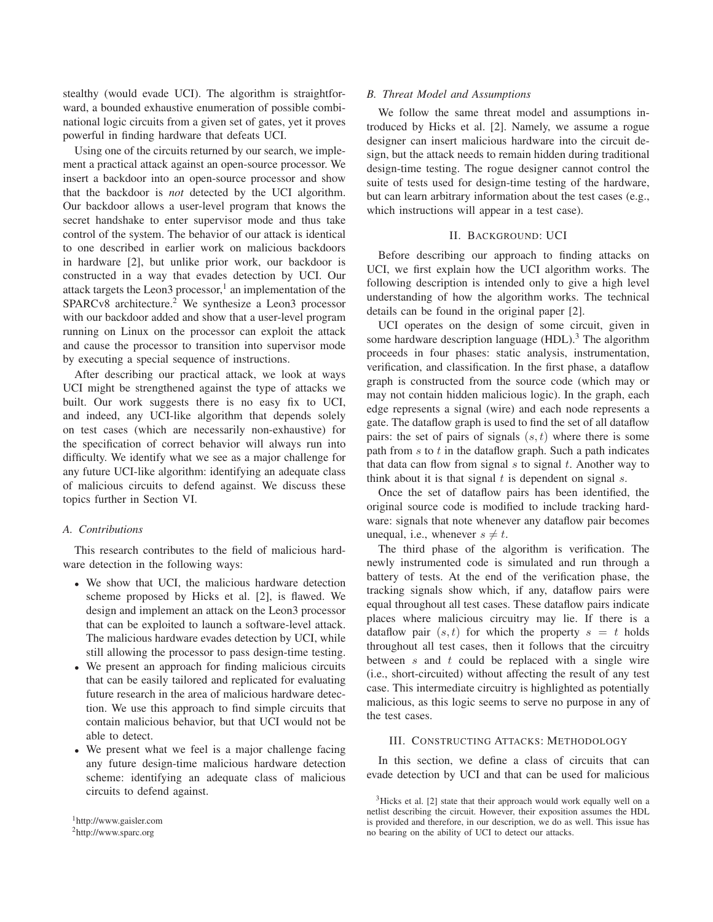stealthy (would evade UCI). The algorithm is straightforward, a bounded exhaustive enumeration of possible combinational logic circuits from a given set of gates, yet it proves powerful in finding hardware that defeats UCI.

Using one of the circuits returned by our search, we implement a practical attack against an open-source processor. We insert a backdoor into an open-source processor and show that the backdoor is *not* detected by the UCI algorithm. Our backdoor allows a user-level program that knows the secret handshake to enter supervisor mode and thus take control of the system. The behavior of our attack is identical to one described in earlier work on malicious backdoors in hardware [2], but unlike prior work, our backdoor is constructed in a way that evades detection by UCI. Our attack targets the Leon3 processor,[1] an implementation of the SPARCv8 architecture.[2] We synthesize a Leon3 processor with our backdoor added and show that a user-level program running on Linux on the processor can exploit the attack and cause the processor to transition into supervisor mode by executing a special sequence of instructions.

After describing our practical attack, we look at ways UCI might be strengthened against the type of attacks we built. Our work suggests there is no easy fix to UCI, and indeed, any UCI-like algorithm that depends solely on test cases (which are necessarily non-exhaustive) for the specification of correct behavior will always run into difficulty. We identify what we see as a major challenge for any future UCI-like algorithm: identifying an adequate class of malicious circuits to defend against. We discuss these topics further in Section VI.

### A. Contributions

This research contributes to the field of malicious hardware detection in the following ways:

- We show that UCI, the malicious hardware detection scheme proposed by Hicks et al. [2], is flawed. We design and implement an attack on the Leon3 processor that can be exploited to launch a software-level attack. The malicious hardware evades detection by UCI, while still allowing the processor to pass design-time testing.
- We present an approach for finding malicious circuits that can be easily tailored and replicated for evaluating future research in the area of malicious hardware detection. We use this approach to find simple circuits that contain malicious behavior, but that UCI would not be able to detect.
- We present what we feel is a major challenge facing any future design-time malicious hardware detection scheme: identifying an adequate class of malicious circuits to defend against.

### B. Threat Model and Assumptions

We follow the same threat model and assumptions introduced by Hicks et al. [2]. Namely, we assume a rogue designer can insert malicious hardware into the circuit design, but the attack needs to remain hidden during traditional design-time testing. The rogue designer cannot control the suite of tests used for design-time testing of the hardware, but can learn arbitrary information about the test cases (e.g., which instructions will appear in a test case).

## II. Background: UCI

Before describing our approach to finding attacks on UCI, we first explain how the UCI algorithm works. The following description is intended only to give a high level understanding of how the algorithm works. The technical details can be found in the original paper [2].

UCI operates on the design of some circuit, given in some hardware description language (HDL).[3] The algorithm proceeds in four phases: static analysis, instrumentation, verification, and classification. In the first phase, a dataflow graph is constructed from the source code (which may or may not contain hidden malicious logic). In the graph, each edge represents a signal (wire) and each node represents a gate. The dataflow graph is used to find the set of all dataflow pairs: the set of pairs of signals $(s, t)$ where there is some path from $s$ to $t$ in the dataflow graph. Such a path indicates that data can flow from signal $s$ to signal $t$. Another way to think about it is that signal $t$ is dependent on signal $s$.

Once the set of dataflow pairs has been identified, the original source code is modified to include tracking hardware: signals that note whenever any dataflow pair becomes unequal, i.e., whenever $s \neq t$.

The third phase of the algorithm is verification. The newly instrumented code is simulated and run through a battery of tests. At the end of the verification phase, the tracking signals show which, if any, dataflow pairs were equal throughout all test cases. These dataflow pairs indicate places where malicious circuitry may lie. If there is a dataflow pair $(s, t)$ for which the property $s = t$ holds throughout all test cases, then it follows that the circuitry between $s$ and $t$ could be replaced with a single wire (i.e., short-circuited) without affecting the result of any test case. This intermediate circuitry is highlighted as potentially malicious, as this logic seems to serve no purpose in any of the test cases.

## III. Constructing Attacks: Methodology

In this section, we define a class of circuits that can evade detection by UCI and that can be used for malicious

---

[1] http://www.gaisler.com

[2] http://www.sparc.org

[3] Hicks et al. [2] state that their approach would work equally well on a netlist describing the circuit. However, their exposition assumes the HDL is provided and therefore, in our description, we do as well. This issue has no bearing on the ability of UCI to detect our attacks.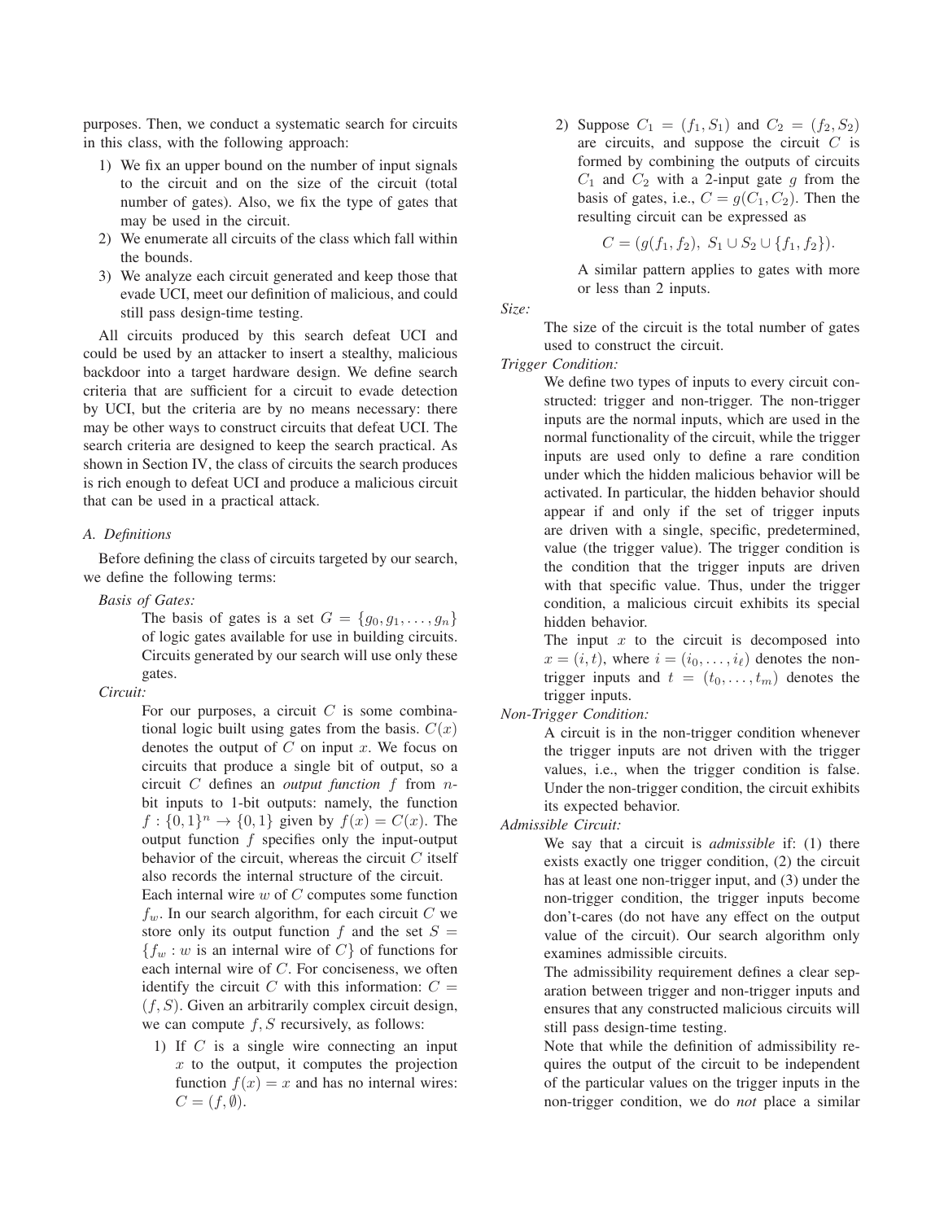purposes. Then, we conduct a systematic search for circuits in this class, with the following approach:

1) We fix an upper bound on the number of input signals to the circuit and on the size of the circuit (total number of gates). Also, we fix the type of gates that may be used in the circuit.
2) We enumerate all circuits of the class which fall within the bounds.
3) We analyze each circuit generated and keep those that evade UCI, meet our definition of malicious, and could still pass design-time testing.

All circuits produced by this search defeat UCI and could be used by an attacker to insert a stealthy, malicious backdoor into a target hardware design. We define search criteria that are sufficient for a circuit to evade detection by UCI, but the criteria are by no means necessary: there may be other ways to construct circuits that defeat UCI. The search criteria are designed to keep the search practical. As shown in Section IV, the class of circuits the search produces is rich enough to defeat UCI and produce a malicious circuit that can be used in a practical attack.

### A. Definitions

Before defining the class of circuits targeted by our search, we define the following terms:

*Basis of Gates:*

The basis of gates is a set $G = \{g_0, g_1, \ldots, g_n\}$ of logic gates available for use in building circuits. Circuits generated by our search will use only these gates.

*Circuit:*

For our purposes, a circuit $C$ is some combinational logic built using gates from the basis. $C(x)$ denotes the output of $C$ on input $x$. We focus on circuits that produce a single bit of output, so a circuit $C$ defines an *output function* $f$ from $n$-bit inputs to 1-bit outputs: namely, the function $f : \{0,1\}^n \to \{0,1\}$ given by $f(x) = C(x)$. The output function $f$ specifies only the input-output behavior of the circuit, whereas the circuit $C$ itself also records the internal structure of the circuit.

Each internal wire $w$ of $C$ computes some function $f_w$. In our search algorithm, for each circuit $C$ we store only its output function $f$ and the set $S = \{f_w : w \text{ is an internal wire of } C\}$ of functions for each internal wire of $C$. For conciseness, we often identify the circuit $C$ with this information: $C = (f, S)$. Given an arbitrarily complex circuit design, we can compute $f, S$ recursively, as follows:

1) If $C$ is a single wire connecting an input $x$ to the output, it computes the projection function $f(x) = x$ and has no internal wires: $C = (f, \emptyset)$.
2) Suppose $C_1 = (f_1, S_1)$ and $C_2 = (f_2, S_2)$ are circuits, and suppose the circuit $C$ is formed by combining the outputs of circuits $C_1$ and $C_2$ with a 2-input gate $g$ from the basis of gates, i.e., $C = g(C_1, C_2)$. Then the resulting circuit can be expressed as

$$C = (g(f_1, f_2),\ S_1 \cup S_2 \cup \{f_1, f_2\}).$$

A similar pattern applies to gates with more or less than 2 inputs.

*Size:*

The size of the circuit is the total number of gates used to construct the circuit.

*Trigger Condition:*

We define two types of inputs to every circuit constructed: trigger and non-trigger. The non-trigger inputs are the normal inputs, which are used in the normal functionality of the circuit, while the trigger inputs are used only to define a rare condition under which the hidden malicious behavior will be activated. In particular, the hidden behavior should appear if and only if the set of trigger inputs are driven with a single, specific, predetermined, value (the trigger value). The trigger condition is the condition that the trigger inputs are driven with that specific value. Thus, under the trigger condition, a malicious circuit exhibits its special hidden behavior.

The input $x$ to the circuit is decomposed into $x = (i, t)$, where $i = (i_0, \ldots, i_\ell)$ denotes the non-trigger inputs and $t = (t_0, \ldots, t_m)$ denotes the trigger inputs.

*Non-Trigger Condition:*

A circuit is in the non-trigger condition whenever the trigger inputs are not driven with the trigger values, i.e., when the trigger condition is false. Under the non-trigger condition, the circuit exhibits its expected behavior.

*Admissible Circuit:*

We say that a circuit is *admissible* if: (1) there exists exactly one trigger condition, (2) the circuit has at least one non-trigger input, and (3) under the non-trigger condition, the trigger inputs become don't-cares (do not have any effect on the output value of the circuit). Our search algorithm only examines admissible circuits.

The admissibility requirement defines a clear separation between trigger and non-trigger inputs and ensures that any constructed malicious circuits will still pass design-time testing.

Note that while the definition of admissibility requires the output of the circuit to be independent of the particular values on the trigger inputs in the non-trigger condition, we do *not* place a similar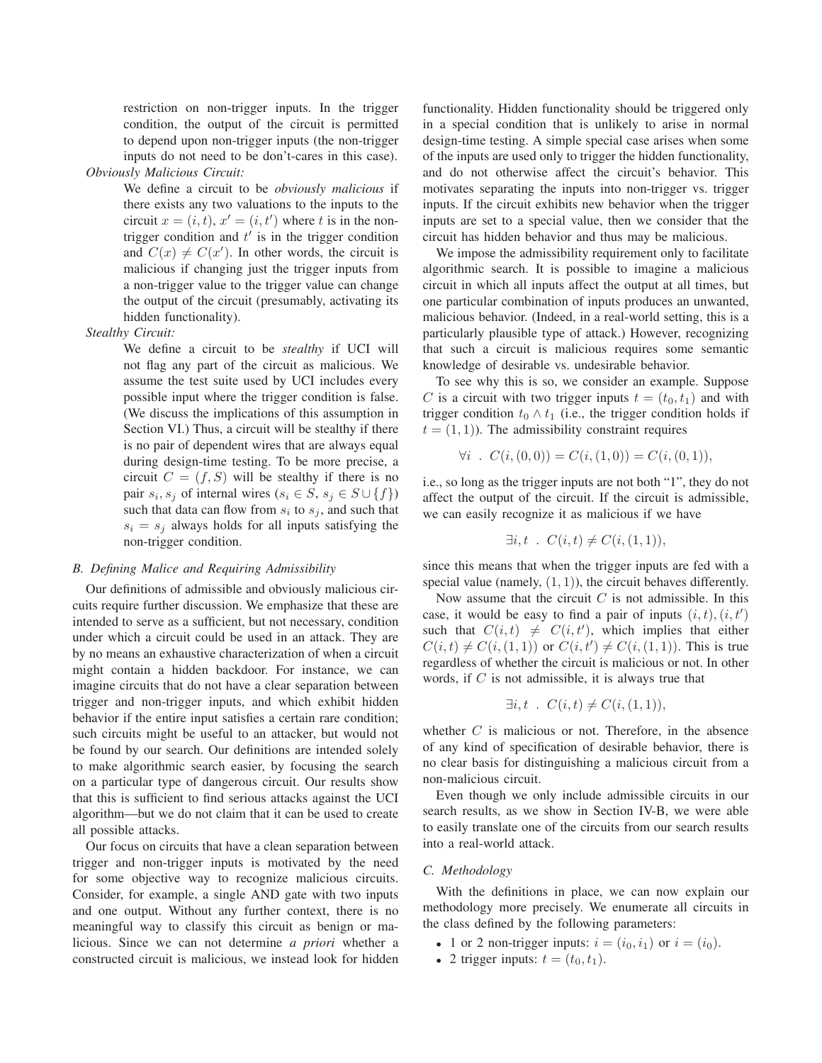restriction on non-trigger inputs. In the trigger condition, the output of the circuit is permitted to depend upon non-trigger inputs (the non-trigger inputs do not need to be don't-cares in this case).

*Obviously Malicious Circuit:*

We define a circuit to be *obviously malicious* if there exists any two valuations to the inputs to the circuit $x = (i, t)$, $x' = (i, t')$ where $t$ is in the non-trigger condition and $t'$ is in the trigger condition and $C(x) \neq C(x')$. In other words, the circuit is malicious if changing just the trigger inputs from a non-trigger value to the trigger value can change the output of the circuit (presumably, activating its hidden functionality).

*Stealthy Circuit:*

We define a circuit to be *stealthy* if UCI will not flag any part of the circuit as malicious. We assume the test suite used by UCI includes every possible input where the trigger condition is false. (We discuss the implications of this assumption in Section VI.) Thus, a circuit will be stealthy if there is no pair of dependent wires that are always equal during design-time testing. To be more precise, a circuit $C = (f, S)$ will be stealthy if there is no pair $s_i, s_j$ of internal wires ($s_i \in S$, $s_j \in S \cup \{f\}$) such that data can flow from $s_i$ to $s_j$, and such that $s_i = s_j$ always holds for all inputs satisfying the non-trigger condition.

### B. Defining Malice and Requiring Admissibility

Our definitions of admissible and obviously malicious circuits require further discussion. We emphasize that these are intended to serve as a sufficient, but not necessary, condition under which a circuit could be used in an attack. They are by no means an exhaustive characterization of when a circuit might contain a hidden backdoor. For instance, we can imagine circuits that do not have a clear separation between trigger and non-trigger inputs, and which exhibit hidden behavior if the entire input satisfies a certain rare condition; such circuits might be useful to an attacker, but would not be found by our search. Our definitions are intended solely to make algorithmic search easier, by focusing the search on a particular type of dangerous circuit. Our results show that this is sufficient to find serious attacks against the UCI algorithm—but we do not claim that it can be used to create all possible attacks.

Our focus on circuits that have a clean separation between trigger and non-trigger inputs is motivated by the need for some objective way to recognize malicious circuits. Consider, for example, a single AND gate with two inputs and one output. Without any further context, there is no meaningful way to classify this circuit as benign or malicious. Since we can not determine *a priori* whether a constructed circuit is malicious, we instead look for hidden functionality. Hidden functionality should be triggered only in a special condition that is unlikely to arise in normal design-time testing. A simple special case arises when some of the inputs are used only to trigger the hidden functionality, and do not otherwise affect the circuit's behavior. This motivates separating the inputs into non-trigger vs. trigger inputs. If the circuit exhibits new behavior when the trigger inputs are set to a special value, then we consider that the circuit has hidden behavior and thus may be malicious.

We impose the admissibility requirement only to facilitate algorithmic search. It is possible to imagine a malicious circuit in which all inputs affect the output at all times, but one particular combination of inputs produces an unwanted, malicious behavior. (Indeed, in a real-world setting, this is a particularly plausible type of attack.) However, recognizing that such a circuit is malicious requires some semantic knowledge of desirable vs. undesirable behavior.

To see why this is so, we consider an example. Suppose $C$ is a circuit with two trigger inputs $t = (t_0, t_1)$ and with trigger condition $t_0 \wedge t_1$ (i.e., the trigger condition holds if $t = (1, 1)$). The admissibility constraint requires

$$\forall i \ . \ C(i, (0, 0)) = C(i, (1, 0)) = C(i, (0, 1)),$$

i.e., so long as the trigger inputs are not both "1", they do not affect the output of the circuit. If the circuit is admissible, we can easily recognize it as malicious if we have

$$\exists i, t \ . \ C(i, t) \neq C(i, (1, 1)),$$

since this means that when the trigger inputs are fed with a special value (namely, $(1, 1)$), the circuit behaves differently.

Now assume that the circuit $C$ is not admissible. In this case, it would be easy to find a pair of inputs $(i, t), (i, t')$ such that $C(i, t) \neq C(i, t')$, which implies that either $C(i, t) \neq C(i, (1, 1))$ or $C(i, t') \neq C(i, (1, 1))$. This is true regardless of whether the circuit is malicious or not. In other words, if $C$ is not admissible, it is always true that

$$\exists i, t \ . \ C(i, t) \neq C(i, (1, 1)),$$

whether $C$ is malicious or not. Therefore, in the absence of any kind of specification of desirable behavior, there is no clear basis for distinguishing a malicious circuit from a non-malicious circuit.

Even though we only include admissible circuits in our search results, as we show in Section IV-B, we were able to easily translate one of the circuits from our search results into a real-world attack.

### C. Methodology

With the definitions in place, we can now explain our methodology more precisely. We enumerate all circuits in the class defined by the following parameters:

- 1 or 2 non-trigger inputs: $i = (i_0, i_1)$ or $i = (i_0)$.
- 2 trigger inputs: $t = (t_0, t_1)$.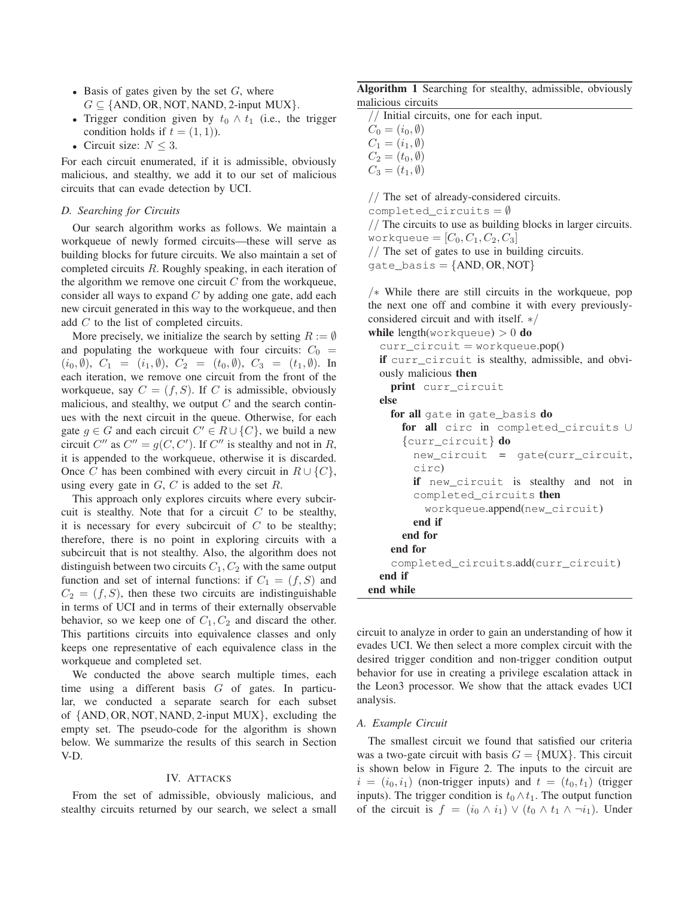- Basis of gates given by the set $G$, where $G \subseteq \{\text{AND}, \text{OR}, \text{NOT}, \text{NAND}, \text{2-input MUX}\}$.
- Trigger condition given by $t_0 \wedge t_1$ (i.e., the trigger condition holds if $t = (1, 1)$).
- Circuit size: $N \leq 3$.

For each circuit enumerated, if it is admissible, obviously malicious, and stealthy, we add it to our set of malicious circuits that can evade detection by UCI.

### *D. Searching for Circuits*

Our search algorithm works as follows. We maintain a workqueue of newly formed circuits—these will serve as building blocks for future circuits. We also maintain a set of completed circuits $R$. Roughly speaking, in each iteration of the algorithm we remove one circuit $C$ from the workqueue, consider all ways to expand $C$ by adding one gate, add each new circuit generated in this way to the workqueue, and then add $C$ to the list of completed circuits.

More precisely, we initialize the search by setting $R := \emptyset$ and populating the workqueue with four circuits: $C_0 = (i_0, \emptyset)$, $C_1 = (i_1, \emptyset)$, $C_2 = (t_0, \emptyset)$, $C_3 = (t_1, \emptyset)$. In each iteration, we remove one circuit from the front of the workqueue, say $C = (f, S)$. If $C$ is admissible, obviously malicious, and stealthy, we output $C$ and the search continues with the next circuit in the queue. Otherwise, for each gate $g \in G$ and each circuit $C' \in R \cup \{C\}$, we build a new circuit $C''$ as $C'' = g(C, C')$. If $C''$ is stealthy and not in $R$, it is appended to the workqueue, otherwise it is discarded. Once $C$ has been combined with every circuit in $R \cup \{C\}$, using every gate in $G$, $C$ is added to the set $R$.

This approach only explores circuits where every subcircuit is stealthy. Note that for a circuit $C$ to be stealthy, it is necessary for every subcircuit of $C$ to be stealthy; therefore, there is no point in exploring circuits with a subcircuit that is not stealthy. Also, the algorithm does not distinguish between two circuits $C_1, C_2$ with the same output function and set of internal functions: if $C_1 = (f, S)$ and $C_2 = (f, S)$, then these two circuits are indistinguishable in terms of UCI and in terms of their externally observable behavior, so we keep one of $C_1, C_2$ and discard the other. This partitions circuits into equivalence classes and only keeps one representative of each equivalence class in the workqueue and completed set.

We conducted the above search multiple times, each time using a different basis $G$ of gates. In particular, we conducted a separate search for each subset of $\{\text{AND}, \text{OR}, \text{NOT}, \text{NAND}, \text{2-input MUX}\}$, excluding the empty set. The pseudo-code for the algorithm is shown below. We summarize the results of this search in Section V-D.

**Algorithm 1** Searching for stealthy, admissible, obviously malicious circuits

```
// Initial circuits, one for each input.
C0 = (i0, ∅)
C1 = (i1, ∅)
C2 = (t0, ∅)
C3 = (t1, ∅)

// The set of already-considered circuits.
completed_circuits = ∅
// The circuits to use as building blocks in larger circuits.
workqueue = [C0, C1, C2, C3]
// The set of gates to use in building circuits.
gate_basis = {AND, OR, NOT}

/* While there are still circuits in the workqueue, pop
the next one off and combine it with every previously-
considered circuit and with itself. */
while length(workqueue) > 0 do
  curr_circuit = workqueue.pop()
  if curr_circuit is stealthy, admissible, and obviously malicious then
    print curr_circuit
  else
    for all gate in gate_basis do
      for all circ in completed_circuits ∪ {curr_circuit} do
        new_circuit = gate(curr_circuit, circ)
        if new_circuit is stealthy and not in completed_circuits then
          workqueue.append(new_circuit)
        end if
      end for
    end for
    completed_circuits.add(curr_circuit)
  end if
end while
```

## IV. Attacks

From the set of admissible, obviously malicious, and stealthy circuits returned by our search, we select a small circuit to analyze in order to gain an understanding of how it evades UCI. We then select a more complex circuit with the desired trigger condition and non-trigger condition output behavior for use in creating a privilege escalation attack in the Leon3 processor. We show that the attack evades UCI analysis.

### *A. Example Circuit*

The smallest circuit we found that satisfied our criteria was a two-gate circuit with basis $G = \{\text{MUX}\}$. This circuit is shown below in Figure 2. The inputs to the circuit are $i = (i_0, i_1)$ (non-trigger inputs) and $t = (t_0, t_1)$ (trigger inputs). The trigger condition is $t_0 \wedge t_1$. The output function of the circuit is $f = (i_0 \wedge i_1) \vee (t_0 \wedge t_1 \wedge \neg i_1)$. Under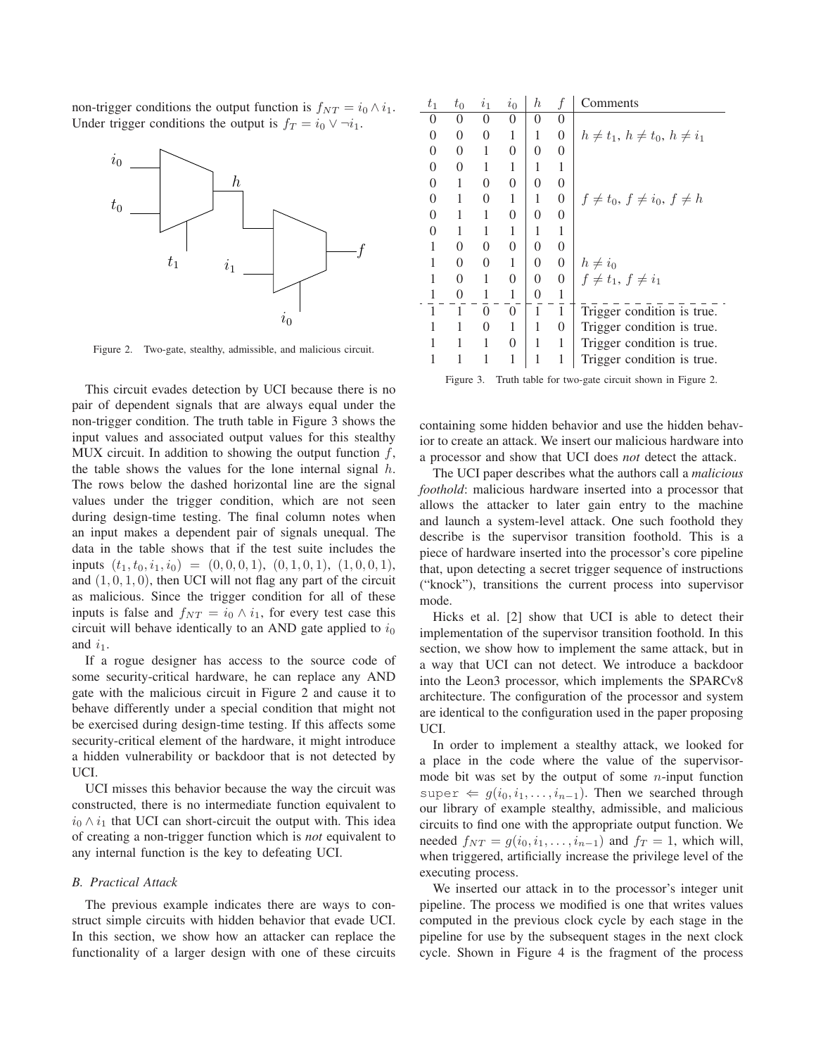non-trigger conditions the output function is $f_{NT} = i_0 \wedge i_1$. Under trigger conditions the output is $f_T = i_0 \vee \neg i_1$.

Figure 2. Two-gate, stealthy, admissible, and malicious circuit.

This circuit evades detection by UCI because there is no pair of dependent signals that are always equal under the non-trigger condition. The truth table in Figure 3 shows the input values and associated output values for this stealthy MUX circuit. In addition to showing the output function $f$, the table shows the values for the lone internal signal $h$. The rows below the dashed horizontal line are the signal values under the trigger condition, which are not seen during design-time testing. The final column notes when an input makes a dependent pair of signals unequal. The data in the table shows that if the test suite includes the inputs $(t_1, t_0, i_1, i_0) = (0, 0, 0, 1)$, $(0, 1, 0, 1)$, $(1, 0, 0, 1)$, and $(1, 0, 1, 0)$, then UCI will not flag any part of the circuit as malicious. Since the trigger condition for all of these inputs is false and $f_{NT} = i_0 \wedge i_1$, for every test case this circuit will behave identically to an AND gate applied to $i_0$ and $i_1$.

If a rogue designer has access to the source code of some security-critical hardware, he can replace any AND gate with the malicious circuit in Figure 2 and cause it to behave differently under a special condition that might not be exercised during design-time testing. If this affects some security-critical element of the hardware, it might introduce a hidden vulnerability or backdoor that is not detected by UCI.

UCI misses this behavior because the way the circuit was constructed, there is no intermediate function equivalent to $i_0 \wedge i_1$ that UCI can short-circuit the output with. This idea of creating a non-trigger function which is *not* equivalent to any internal function is the key to defeating UCI.

### B. Practical Attack

The previous example indicates there are ways to construct simple circuits with hidden behavior that evade UCI. In this section, we show how an attacker can replace the functionality of a larger design with one of these circuits containing some hidden behavior and use the hidden behavior to create an attack. We insert our malicious hardware into a processor and show that UCI does *not* detect the attack.

| $t_1$ | $t_0$ | $i_1$ | $i_0$ | $h$ | $f$ | Comments |
|---|---|---|---|---|---|---|
| 0 | 0 | 0 | 0 | 0 | 0 | |
| 0 | 0 | 0 | 1 | 1 | 0 | $h \neq t_1$, $h \neq t_0$, $h \neq i_1$ |
| 0 | 0 | 1 | 0 | 0 | 0 | |
| 0 | 0 | 1 | 1 | 1 | 1 | |
| 0 | 1 | 0 | 0 | 0 | 0 | |
| 0 | 1 | 0 | 1 | 1 | 0 | $f \neq t_0$, $f \neq i_0$, $f \neq h$ |
| 0 | 1 | 1 | 0 | 0 | 0 | |
| 0 | 1 | 1 | 1 | 1 | 1 | |
| 1 | 0 | 0 | 0 | 0 | 0 | |
| 1 | 0 | 0 | 1 | 0 | 0 | $h \neq i_0$ |
| 1 | 0 | 1 | 0 | 0 | 0 | $f \neq t_1$, $f \neq i_1$ |
| 1 | 0 | 1 | 1 | 0 | 1 | |
| 1 | 1 | 0 | 0 | 1 | 1 | Trigger condition is true. |
| 1 | 1 | 0 | 1 | 1 | 0 | Trigger condition is true. |
| 1 | 1 | 1 | 0 | 1 | 1 | Trigger condition is true. |
| 1 | 1 | 1 | 1 | 1 | 1 | Trigger condition is true. |

Figure 3. Truth table for two-gate circuit shown in Figure 2.

The UCI paper describes what the authors call a *malicious foothold*: malicious hardware inserted into a processor that allows the attacker to later gain entry to the machine and launch a system-level attack. One such foothold they describe is the supervisor transition foothold. This is a piece of hardware inserted into the processor's core pipeline that, upon detecting a secret trigger sequence of instructions ("knock"), transitions the current process into supervisor mode.

Hicks et al. [2] show that UCI is able to detect their implementation of the supervisor transition foothold. In this section, we show how to implement the same attack, but in a way that UCI can not detect. We introduce a backdoor into the Leon3 processor, which implements the SPARCv8 architecture. The configuration of the processor and system are identical to the configuration used in the paper proposing UCI.

In order to implement a stealthy attack, we looked for a place in the code where the value of the supervisor-mode bit was set by the output of some $n$-input function `super` $\Leftarrow g(i_0, i_1, \ldots, i_{n-1})$. Then we searched through our library of example stealthy, admissible, and malicious circuits to find one with the appropriate output function. We needed $f_{NT} = g(i_0, i_1, \ldots, i_{n-1})$ and $f_T = 1$, which will, when triggered, artificially increase the privilege level of the executing process.

We inserted our attack in to the processor's integer unit pipeline. The process we modified is one that writes values computed in the previous clock cycle by each stage in the pipeline for use by the subsequent stages in the next clock cycle. Shown in Figure 4 is the fragment of the process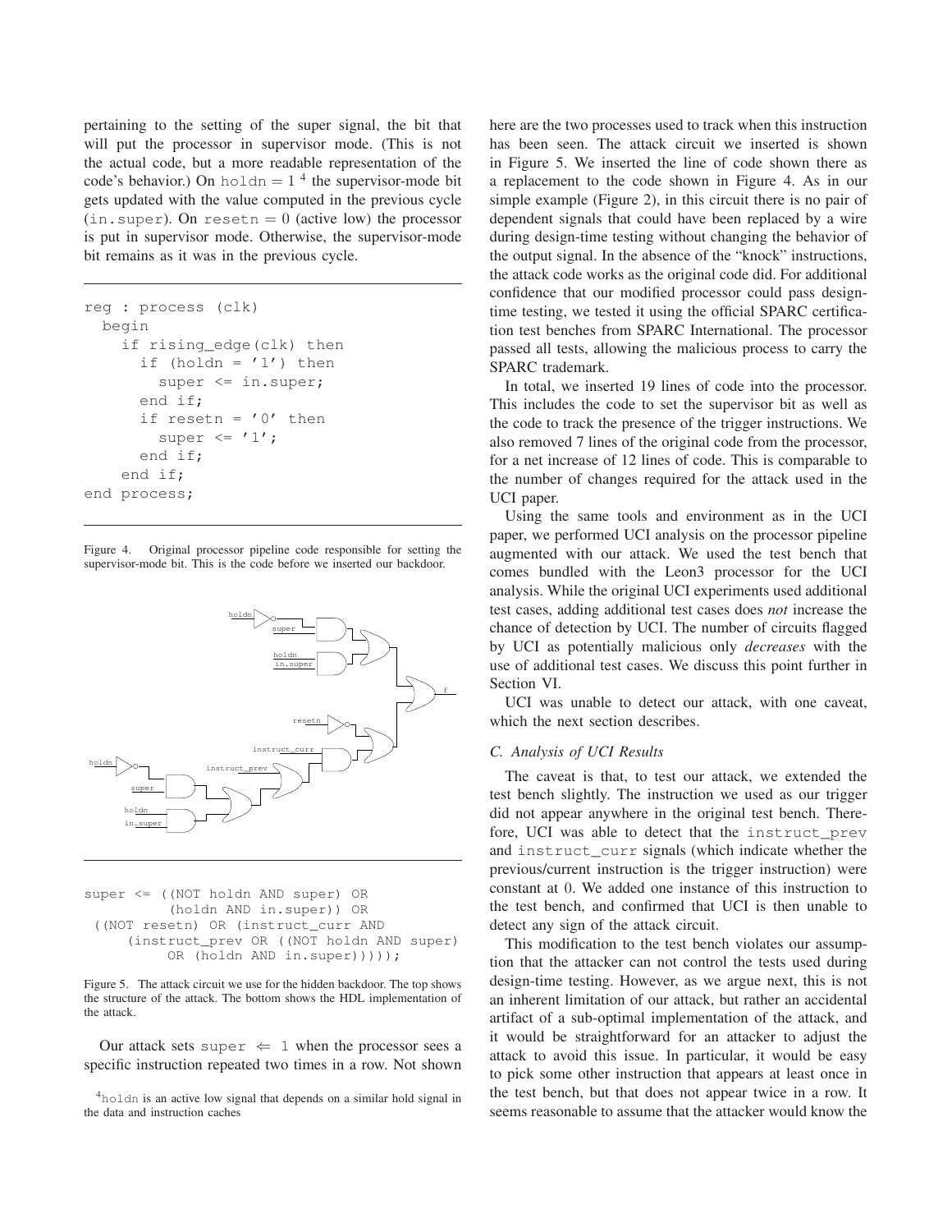pertaining to the setting of the super signal, the bit that will put the processor in supervisor mode. (This is not the actual code, but a more readable representation of the code's behavior.) On `holdn` = 1 [4] the supervisor-mode bit gets updated with the value computed in the previous cycle (`in.super`). On `resetn` = 0 (active low) the processor is put in supervisor mode. Otherwise, the supervisor-mode bit remains as it was in the previous cycle.

```
reg : process (clk)
  begin
    if rising_edge(clk) then
      if (holdn = '1') then
        super <= in.super;
      end if;
      if resetn = '0' then
        super <= '1';
      end if;
    end if;
end process;
```

Figure 4. Original processor pipeline code responsible for setting the supervisor-mode bit. This is the code before we inserted our backdoor.

```
super <= ((NOT holdn AND super) OR
          (holdn AND in.super)) OR
  ((NOT resetn) OR (instruct_curr AND
      (instruct_prev OR ((NOT holdn AND super)
          OR (holdn AND in.super)))));
```

Figure 5. The attack circuit we use for the hidden backdoor. The top shows the structure of the attack. The bottom shows the HDL implementation of the attack.

Our attack sets `super` ⇐ 1 when the processor sees a specific instruction repeated two times in a row. Not shown here are the two processes used to track when this instruction has been seen. The attack circuit we inserted is shown in Figure 5. We inserted the line of code shown there as a replacement to the code shown in Figure 4. As in our simple example (Figure 2), in this circuit there is no pair of dependent signals that could have been replaced by a wire during design-time testing without changing the behavior of the output signal. In the absence of the "knock" instructions, the attack code works as the original code did. For additional confidence that our modified processor could pass design-time testing, we tested it using the official SPARC certification test benches from SPARC International. The processor passed all tests, allowing the malicious process to carry the SPARC trademark.

In total, we inserted 19 lines of code into the processor. This includes the code to set the supervisor bit as well as the code to track the presence of the trigger instructions. We also removed 7 lines of the original code from the processor, for a net increase of 12 lines of code. This is comparable to the number of changes required for the attack used in the UCI paper.

Using the same tools and environment as in the UCI paper, we performed UCI analysis on the processor pipeline augmented with our attack. We used the test bench that comes bundled with the Leon3 processor for the UCI analysis. While the original UCI experiments used additional test cases, adding additional test cases does *not* increase the chance of detection by UCI. The number of circuits flagged by UCI as potentially malicious only *decreases* with the use of additional test cases. We discuss this point further in Section VI.

UCI was unable to detect our attack, with one caveat, which the next section describes.

### C. Analysis of UCI Results

The caveat is that, to test our attack, we extended the test bench slightly. The instruction we used as our trigger did not appear anywhere in the original test bench. Therefore, UCI was able to detect that the `instruct_prev` and `instruct_curr` signals (which indicate whether the previous/current instruction is the trigger instruction) were constant at 0. We added one instance of this instruction to the test bench, and confirmed that UCI is then unable to detect any sign of the attack circuit.

This modification to the test bench violates our assumption that the attacker can not control the tests used during design-time testing. However, as we argue next, this is not an inherent limitation of our attack, but rather an accidental artifact of a sub-optimal implementation of the attack, and it would be straightforward for an attacker to adjust the attack to avoid this issue. In particular, it would be easy to pick some other instruction that appears at least once in the test bench, but that does not appear twice in a row. It seems reasonable to assume that the attacker would know the

[4] `holdn` is an active low signal that depends on a similar hold signal in the data and instruction caches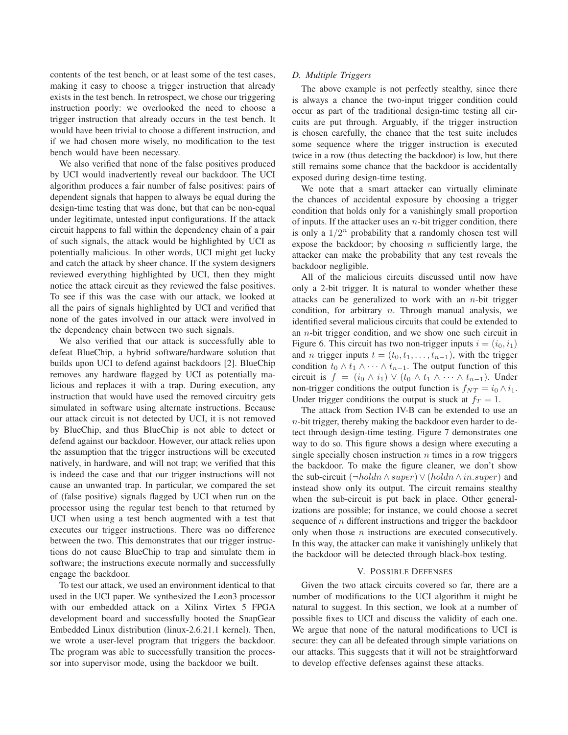contents of the test bench, or at least some of the test cases, making it easy to choose a trigger instruction that already exists in the test bench. In retrospect, we chose our triggering instruction poorly: we overlooked the need to choose a trigger instruction that already occurs in the test bench. It would have been trivial to choose a different instruction, and if we had chosen more wisely, no modification to the test bench would have been necessary.

We also verified that none of the false positives produced by UCI would inadvertently reveal our backdoor. The UCI algorithm produces a fair number of false positives: pairs of dependent signals that happen to always be equal during the design-time testing that was done, but that can be non-equal under legitimate, untested input configurations. If the attack circuit happens to fall within the dependency chain of a pair of such signals, the attack would be highlighted by UCI as potentially malicious. In other words, UCI might get lucky and catch the attack by sheer chance. If the system designers reviewed everything highlighted by UCI, then they might notice the attack circuit as they reviewed the false positives. To see if this was the case with our attack, we looked at all the pairs of signals highlighted by UCI and verified that none of the gates involved in our attack were involved in the dependency chain between two such signals.

We also verified that our attack is successfully able to defeat BlueChip, a hybrid software/hardware solution that builds upon UCI to defend against backdoors [2]. BlueChip removes any hardware flagged by UCI as potentially malicious and replaces it with a trap. During execution, any instruction that would have used the removed circuitry gets simulated in software using alternate instructions. Because our attack circuit is not detected by UCI, it is not removed by BlueChip, and thus BlueChip is not able to detect or defend against our backdoor. However, our attack relies upon the assumption that the trigger instructions will be executed natively, in hardware, and will not trap; we verified that this is indeed the case and that our trigger instructions will not cause an unwanted trap. In particular, we compared the set of (false positive) signals flagged by UCI when run on the processor using the regular test bench to that returned by UCI when using a test bench augmented with a test that executes our trigger instructions. There was no difference between the two. This demonstrates that our trigger instructions do not cause BlueChip to trap and simulate them in software; the instructions execute normally and successfully engage the backdoor.

To test our attack, we used an environment identical to that used in the UCI paper. We synthesized the Leon3 processor with our embedded attack on a Xilinx Virtex 5 FPGA development board and successfully booted the SnapGear Embedded Linux distribution (linux-2.6.21.1 kernel). Then, we wrote a user-level program that triggers the backdoor. The program was able to successfully transition the processor into supervisor mode, using the backdoor we built.

### D. Multiple Triggers

The above example is not perfectly stealthy, since there is always a chance the two-input trigger condition could occur as part of the traditional design-time testing all circuits are put through. Arguably, if the trigger instruction is chosen carefully, the chance that the test suite includes some sequence where the trigger instruction is executed twice in a row (thus detecting the backdoor) is low, but there still remains some chance that the backdoor is accidentally exposed during design-time testing.

We note that a smart attacker can virtually eliminate the chances of accidental exposure by choosing a trigger condition that holds only for a vanishingly small proportion of inputs. If the attacker uses an $n$-bit trigger condition, there is only a $1/2^n$ probability that a randomly chosen test will expose the backdoor; by choosing $n$ sufficiently large, the attacker can make the probability that any test reveals the backdoor negligible.

All of the malicious circuits discussed until now have only a 2-bit trigger. It is natural to wonder whether these attacks can be generalized to work with an $n$-bit trigger condition, for arbitrary $n$. Through manual analysis, we identified several malicious circuits that could be extended to an $n$-bit trigger condition, and we show one such circuit in Figure 6. This circuit has two non-trigger inputs $i = (i_0, i_1)$ and $n$ trigger inputs $t = (t_0, t_1, \ldots, t_{n-1})$, with the trigger condition $t_0 \wedge t_1 \wedge \cdots \wedge t_{n-1}$. The output function of this circuit is $f = (i_0 \wedge i_1) \vee (t_0 \wedge t_1 \wedge \cdots \wedge t_{n-1})$. Under non-trigger conditions the output function is $f_{NT} = i_0 \wedge i_1$. Under trigger conditions the output is stuck at $f_T = 1$.

The attack from Section IV-B can be extended to use an $n$-bit trigger, thereby making the backdoor even harder to detect through design-time testing. Figure 7 demonstrates one way to do so. This figure shows a design where executing a single specially chosen instruction $n$ times in a row triggers the backdoor. To make the figure cleaner, we don't show the sub-circuit $(\neg holdn \wedge super) \vee (holdn \wedge in.super)$ and instead show only its output. The circuit remains stealthy when the sub-circuit is put back in place. Other generalizations are possible; for instance, we could choose a secret sequence of $n$ different instructions and trigger the backdoor only when those $n$ instructions are executed consecutively. In this way, the attacker can make it vanishingly unlikely that the backdoor will be detected through black-box testing.

## V. Possible Defenses

Given the two attack circuits covered so far, there are a number of modifications to the UCI algorithm it might be natural to suggest. In this section, we look at a number of possible fixes to UCI and discuss the validity of each one. We argue that none of the natural modifications to UCI is secure: they can all be defeated through simple variations on our attacks. This suggests that it will not be straightforward to develop effective defenses against these attacks.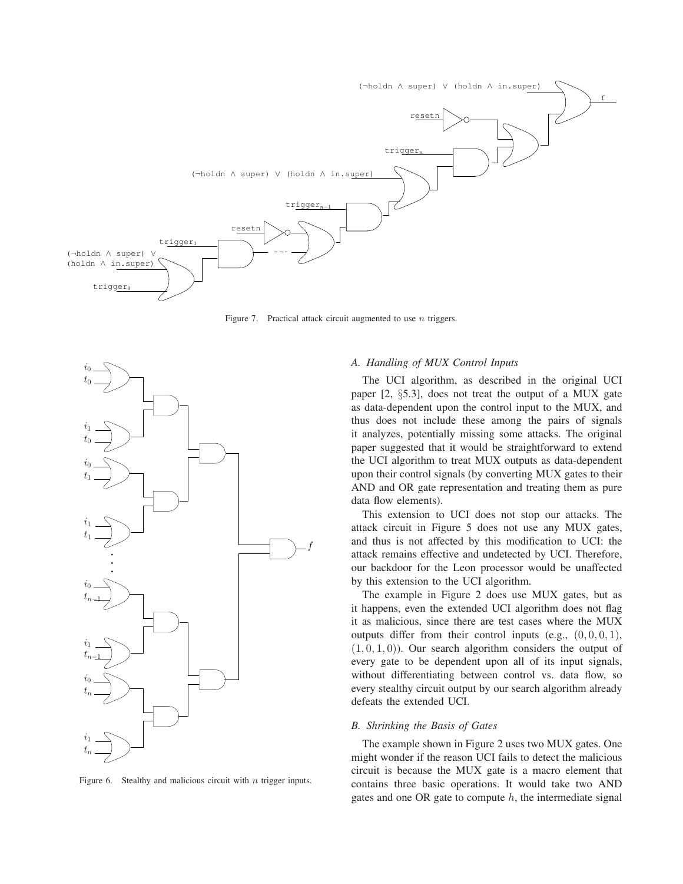Figure 7. Practical attack circuit augmented to use $n$ triggers.

Figure 6. Stealthy and malicious circuit with $n$ trigger inputs.

### A. Handling of MUX Control Inputs

The UCI algorithm, as described in the original UCI paper [2, §5.3], does not treat the output of a MUX gate as data-dependent upon the control input to the MUX, and thus does not include these among the pairs of signals it analyzes, potentially missing some attacks. The original paper suggested that it would be straightforward to extend the UCI algorithm to treat MUX outputs as data-dependent upon their control signals (by converting MUX gates to their AND and OR gate representation and treating them as pure data flow elements).

This extension to UCI does not stop our attacks. The attack circuit in Figure 5 does not use any MUX gates, and thus is not affected by this modification to UCI: the attack remains effective and undetected by UCI. Therefore, our backdoor for the Leon processor would be unaffected by this extension to the UCI algorithm.

The example in Figure 2 does use MUX gates, but as it happens, even the extended UCI algorithm does not flag it as malicious, since there are test cases where the MUX outputs differ from their control inputs (e.g., $(0, 0, 0, 1)$, $(1, 0, 1, 0)$). Our search algorithm considers the output of every gate to be dependent upon all of its input signals, without differentiating between control vs. data flow, so every stealthy circuit output by our search algorithm already defeats the extended UCI.

### B. Shrinking the Basis of Gates

The example shown in Figure 2 uses two MUX gates. One might wonder if the reason UCI fails to detect the malicious circuit is because the MUX gate is a macro element that contains three basic operations. It would take two AND gates and one OR gate to compute $h$, the intermediate signal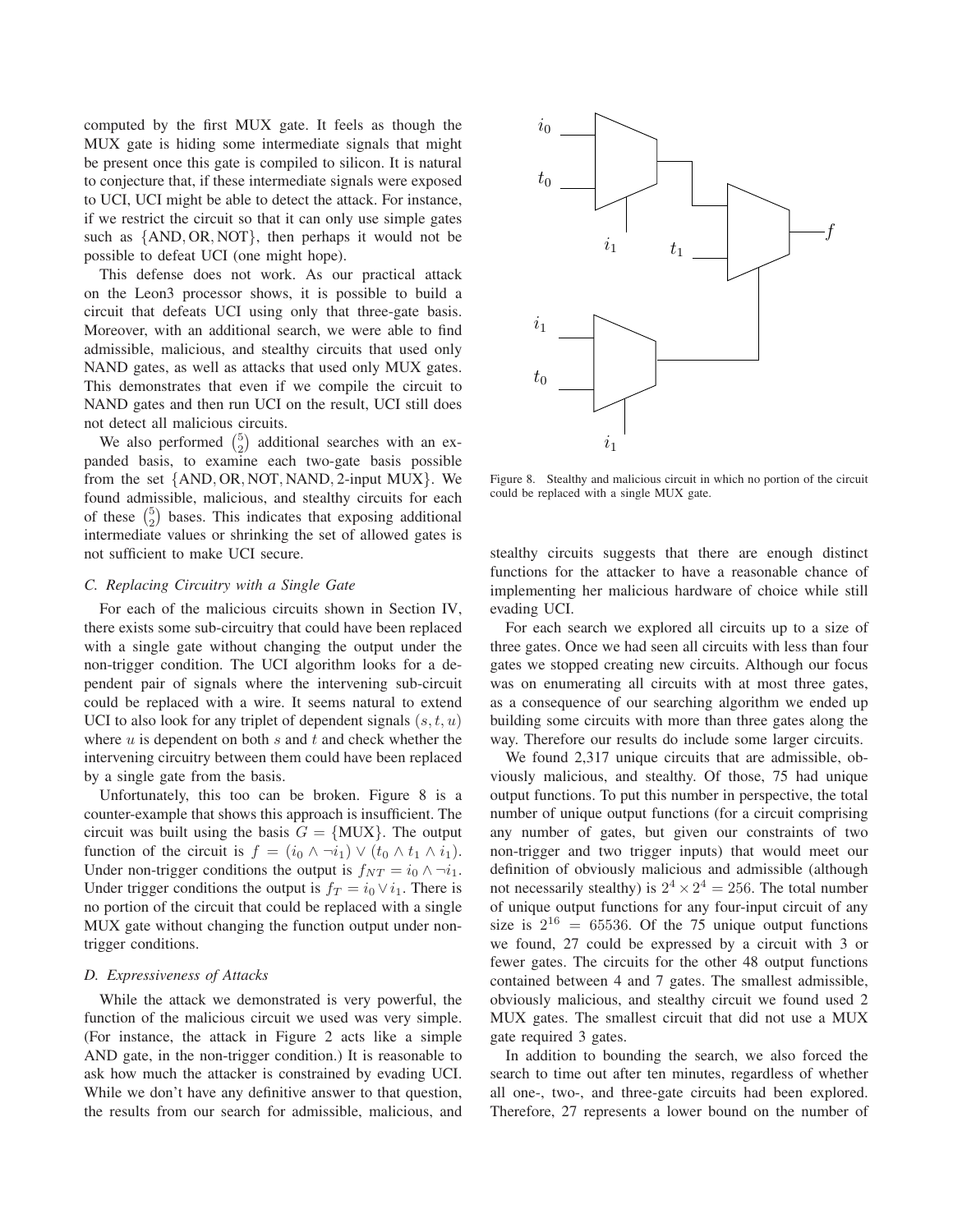computed by the first MUX gate. It feels as though the MUX gate is hiding some intermediate signals that might be present once this gate is compiled to silicon. It is natural to conjecture that, if these intermediate signals were exposed to UCI, UCI might be able to detect the attack. For instance, if we restrict the circuit so that it can only use simple gates such as $\{\text{AND}, \text{OR}, \text{NOT}\}$, then perhaps it would not be possible to defeat UCI (one might hope).

This defense does not work. As our practical attack on the Leon3 processor shows, it is possible to build a circuit that defeats UCI using only that three-gate basis. Moreover, with an additional search, we were able to find admissible, malicious, and stealthy circuits that used only NAND gates, as well as attacks that used only MUX gates. This demonstrates that even if we compile the circuit to NAND gates and then run UCI on the result, UCI still does not detect all malicious circuits.

We also performed $\binom{5}{2}$ additional searches with an expanded basis, to examine each two-gate basis possible from the set $\{\text{AND}, \text{OR}, \text{NOT}, \text{NAND}, \text{2-input MUX}\}$. We found admissible, malicious, and stealthy circuits for each of these $\binom{5}{2}$ bases. This indicates that exposing additional intermediate values or shrinking the set of allowed gates is not sufficient to make UCI secure.

### C. Replacing Circuitry with a Single Gate

For each of the malicious circuits shown in Section IV, there exists some sub-circuitry that could have been replaced with a single gate without changing the output under the non-trigger condition. The UCI algorithm looks for a dependent pair of signals where the intervening sub-circuit could be replaced with a wire. It seems natural to extend UCI to also look for any triplet of dependent signals $(s, t, u)$ where $u$ is dependent on both $s$ and $t$ and check whether the intervening circuitry between them could have been replaced by a single gate from the basis.

Unfortunately, this too can be broken. Figure 8 is a counter-example that shows this approach is insufficient. The circuit was built using the basis $G = \{\text{MUX}\}$. The output function of the circuit is $f = (i_0 \wedge \neg i_1) \vee (t_0 \wedge t_1 \wedge i_1)$. Under non-trigger conditions the output is $f_{NT} = i_0 \wedge \neg i_1$. Under trigger conditions the output is $f_T = i_0 \vee i_1$. There is no portion of the circuit that could be replaced with a single MUX gate without changing the function output under non-trigger conditions.

### D. Expressiveness of Attacks

While the attack we demonstrated is very powerful, the function of the malicious circuit we used was very simple. (For instance, the attack in Figure 2 acts like a simple AND gate, in the non-trigger condition.) It is reasonable to ask how much the attacker is constrained by evading UCI. While we don't have any definitive answer to that question, the results from our search for admissible, malicious, and stealthy circuits suggests that there are enough distinct functions for the attacker to have a reasonable chance of implementing her malicious hardware of choice while still evading UCI.

Figure 8. Stealthy and malicious circuit in which no portion of the circuit could be replaced with a single MUX gate.

For each search we explored all circuits up to a size of three gates. Once we had seen all circuits with less than four gates we stopped creating new circuits. Although our focus was on enumerating all circuits with at most three gates, as a consequence of our searching algorithm we ended up building some circuits with more than three gates along the way. Therefore our results do include some larger circuits.

We found 2,317 unique circuits that are admissible, obviously malicious, and stealthy. Of those, 75 had unique output functions. To put this number in perspective, the total number of unique output functions (for a circuit comprising any number of gates, but given our constraints of two non-trigger and two trigger inputs) that would meet our definition of obviously malicious and admissible (although not necessarily stealthy) is $2^4 \times 2^4 = 256$. The total number of unique output functions for any four-input circuit of any size is $2^{16} = 65536$. Of the 75 unique output functions we found, 27 could be expressed by a circuit with 3 or fewer gates. The circuits for the other 48 output functions contained between 4 and 7 gates. The smallest admissible, obviously malicious, and stealthy circuit we found used 2 MUX gates. The smallest circuit that did not use a MUX gate required 3 gates.

In addition to bounding the search, we also forced the search to time out after ten minutes, regardless of whether all one-, two-, and three-gate circuits had been explored. Therefore, 27 represents a lower bound on the number of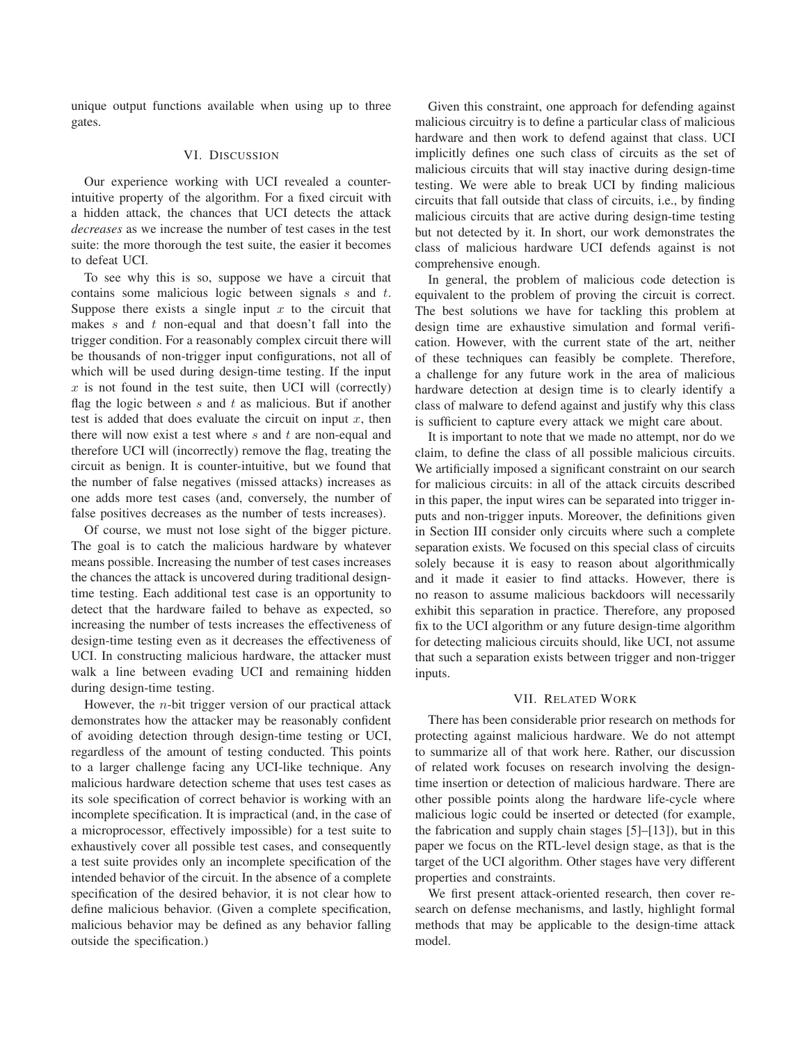unique output functions available when using up to three gates.

## VI. Discussion

Our experience working with UCI revealed a counter-intuitive property of the algorithm. For a fixed circuit with a hidden attack, the chances that UCI detects the attack *decreases* as we increase the number of test cases in the test suite: the more thorough the test suite, the easier it becomes to defeat UCI.

To see why this is so, suppose we have a circuit that contains some malicious logic between signals $s$ and $t$. Suppose there exists a single input $x$ to the circuit that makes $s$ and $t$ non-equal and that doesn't fall into the trigger condition. For a reasonably complex circuit there will be thousands of non-trigger input configurations, not all of which will be used during design-time testing. If the input $x$ is not found in the test suite, then UCI will (correctly) flag the logic between $s$ and $t$ as malicious. But if another test is added that does evaluate the circuit on input $x$, then there will now exist a test where $s$ and $t$ are non-equal and therefore UCI will (incorrectly) remove the flag, treating the circuit as benign. It is counter-intuitive, but we found that the number of false negatives (missed attacks) increases as one adds more test cases (and, conversely, the number of false positives decreases as the number of tests increases).

Of course, we must not lose sight of the bigger picture. The goal is to catch the malicious hardware by whatever means possible. Increasing the number of test cases increases the chances the attack is uncovered during traditional design-time testing. Each additional test case is an opportunity to detect that the hardware failed to behave as expected, so increasing the number of tests increases the effectiveness of design-time testing even as it decreases the effectiveness of UCI. In constructing malicious hardware, the attacker must walk a line between evading UCI and remaining hidden during design-time testing.

However, the $n$-bit trigger version of our practical attack demonstrates how the attacker may be reasonably confident of avoiding detection through design-time testing or UCI, regardless of the amount of testing conducted. This points to a larger challenge facing any UCI-like technique. Any malicious hardware detection scheme that uses test cases as its sole specification of correct behavior is working with an incomplete specification. It is impractical (and, in the case of a microprocessor, effectively impossible) for a test suite to exhaustively cover all possible test cases, and consequently a test suite provides only an incomplete specification of the intended behavior of the circuit. In the absence of a complete specification of the desired behavior, it is not clear how to define malicious behavior. (Given a complete specification, malicious behavior may be defined as any behavior falling outside the specification.)

Given this constraint, one approach for defending against malicious circuitry is to define a particular class of malicious hardware and then work to defend against that class. UCI implicitly defines one such class of circuits as the set of malicious circuits that will stay inactive during design-time testing. We were able to break UCI by finding malicious circuits that fall outside that class of circuits, i.e., by finding malicious circuits that are active during design-time testing but not detected by it. In short, our work demonstrates the class of malicious hardware UCI defends against is not comprehensive enough.

In general, the problem of malicious code detection is equivalent to the problem of proving the circuit is correct. The best solutions we have for tackling this problem at design time are exhaustive simulation and formal verification. However, with the current state of the art, neither of these techniques can feasibly be complete. Therefore, a challenge for any future work in the area of malicious hardware detection at design time is to clearly identify a class of malware to defend against and justify why this class is sufficient to capture every attack we might care about.

It is important to note that we made no attempt, nor do we claim, to define the class of all possible malicious circuits. We artificially imposed a significant constraint on our search for malicious circuits: in all of the attack circuits described in this paper, the input wires can be separated into trigger inputs and non-trigger inputs. Moreover, the definitions given in Section III consider only circuits where such a complete separation exists. We focused on this special class of circuits solely because it is easy to reason about algorithmically and it made it easier to find attacks. However, there is no reason to assume malicious backdoors will necessarily exhibit this separation in practice. Therefore, any proposed fix to the UCI algorithm or any future design-time algorithm for detecting malicious circuits should, like UCI, not assume that such a separation exists between trigger and non-trigger inputs.

## VII. Related Work

There has been considerable prior research on methods for protecting against malicious hardware. We do not attempt to summarize all of that work here. Rather, our discussion of related work focuses on research involving the design-time insertion or detection of malicious hardware. There are other possible points along the hardware life-cycle where malicious logic could be inserted or detected (for example, the fabrication and supply chain stages [5]–[13]), but in this paper we focus on the RTL-level design stage, as that is the target of the UCI algorithm. Other stages have very different properties and constraints.

We first present attack-oriented research, then cover research on defense mechanisms, and lastly, highlight formal methods that may be applicable to the design-time attack model.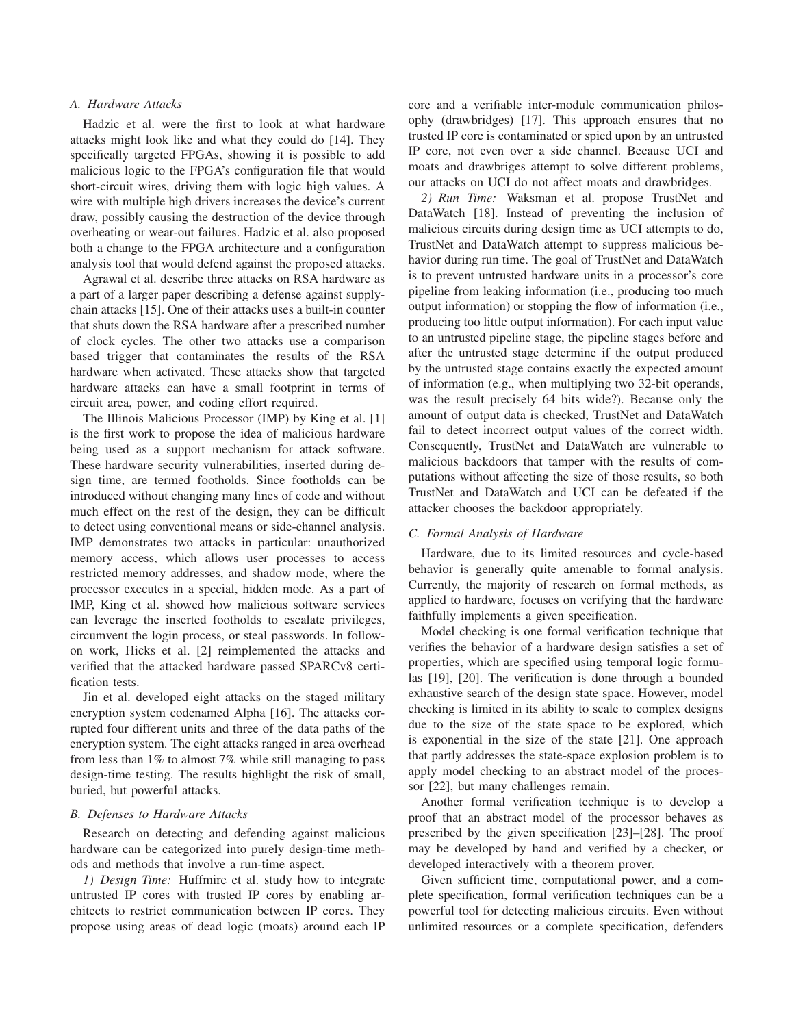### A. Hardware Attacks

Hadzic et al. were the first to look at what hardware attacks might look like and what they could do [14]. They specifically targeted FPGAs, showing it is possible to add malicious logic to the FPGA's configuration file that would short-circuit wires, driving them with logic high values. A wire with multiple high drivers increases the device's current draw, possibly causing the destruction of the device through overheating or wear-out failures. Hadzic et al. also proposed both a change to the FPGA architecture and a configuration analysis tool that would defend against the proposed attacks.

Agrawal et al. describe three attacks on RSA hardware as a part of a larger paper describing a defense against supply-chain attacks [15]. One of their attacks uses a built-in counter that shuts down the RSA hardware after a prescribed number of clock cycles. The other two attacks use a comparison based trigger that contaminates the results of the RSA hardware when activated. These attacks show that targeted hardware attacks can have a small footprint in terms of circuit area, power, and coding effort required.

The Illinois Malicious Processor (IMP) by King et al. [1] is the first work to propose the idea of malicious hardware being used as a support mechanism for attack software. These hardware security vulnerabilities, inserted during design time, are termed footholds. Since footholds can be introduced without changing many lines of code and without much effect on the rest of the design, they can be difficult to detect using conventional means or side-channel analysis. IMP demonstrates two attacks in particular: unauthorized memory access, which allows user processes to access restricted memory addresses, and shadow mode, where the processor executes in a special, hidden mode. As a part of IMP, King et al. showed how malicious software services can leverage the inserted footholds to escalate privileges, circumvent the login process, or steal passwords. In follow-on work, Hicks et al. [2] reimplemented the attacks and verified that the attacked hardware passed SPARCv8 certification tests.

Jin et al. developed eight attacks on the staged military encryption system codenamed Alpha [16]. The attacks corrupted four different units and three of the data paths of the encryption system. The eight attacks ranged in area overhead from less than 1% to almost 7% while still managing to pass design-time testing. The results highlight the risk of small, buried, but powerful attacks.

### B. Defenses to Hardware Attacks

Research on detecting and defending against malicious hardware can be categorized into purely design-time methods and methods that involve a run-time aspect.

*1) Design Time:* Huffmire et al. study how to integrate untrusted IP cores with trusted IP cores by enabling architects to restrict communication between IP cores. They propose using areas of dead logic (moats) around each IP core and a verifiable inter-module communication philosophy (drawbridges) [17]. This approach ensures that no trusted IP core is contaminated or spied upon by an untrusted IP core, not even over a side channel. Because UCI and moats and drawbriges attempt to solve different problems, our attacks on UCI do not affect moats and drawbridges.

*2) Run Time:* Waksman et al. propose TrustNet and DataWatch [18]. Instead of preventing the inclusion of malicious circuits during design time as UCI attempts to do, TrustNet and DataWatch attempt to suppress malicious behavior during run time. The goal of TrustNet and DataWatch is to prevent untrusted hardware units in a processor's core pipeline from leaking information (i.e., producing too much output information) or stopping the flow of information (i.e., producing too little output information). For each input value to an untrusted pipeline stage, the pipeline stages before and after the untrusted stage determine if the output produced by the untrusted stage contains exactly the expected amount of information (e.g., when multiplying two 32-bit operands, was the result precisely 64 bits wide?). Because only the amount of output data is checked, TrustNet and DataWatch fail to detect incorrect output values of the correct width. Consequently, TrustNet and DataWatch are vulnerable to malicious backdoors that tamper with the results of computations without affecting the size of those results, so both TrustNet and DataWatch and UCI can be defeated if the attacker chooses the backdoor appropriately.

### C. Formal Analysis of Hardware

Hardware, due to its limited resources and cycle-based behavior is generally quite amenable to formal analysis. Currently, the majority of research on formal methods, as applied to hardware, focuses on verifying that the hardware faithfully implements a given specification.

Model checking is one formal verification technique that verifies the behavior of a hardware design satisfies a set of properties, which are specified using temporal logic formulas [19], [20]. The verification is done through a bounded exhaustive search of the design state space. However, model checking is limited in its ability to scale to complex designs due to the size of the state space to be explored, which is exponential in the size of the state [21]. One approach that partly addresses the state-space explosion problem is to apply model checking to an abstract model of the processor [22], but many challenges remain.

Another formal verification technique is to develop a proof that an abstract model of the processor behaves as prescribed by the given specification [23]–[28]. The proof may be developed by hand and verified by a checker, or developed interactively with a theorem prover.

Given sufficient time, computational power, and a complete specification, formal verification techniques can be a powerful tool for detecting malicious circuits. Even without unlimited resources or a complete specification, defenders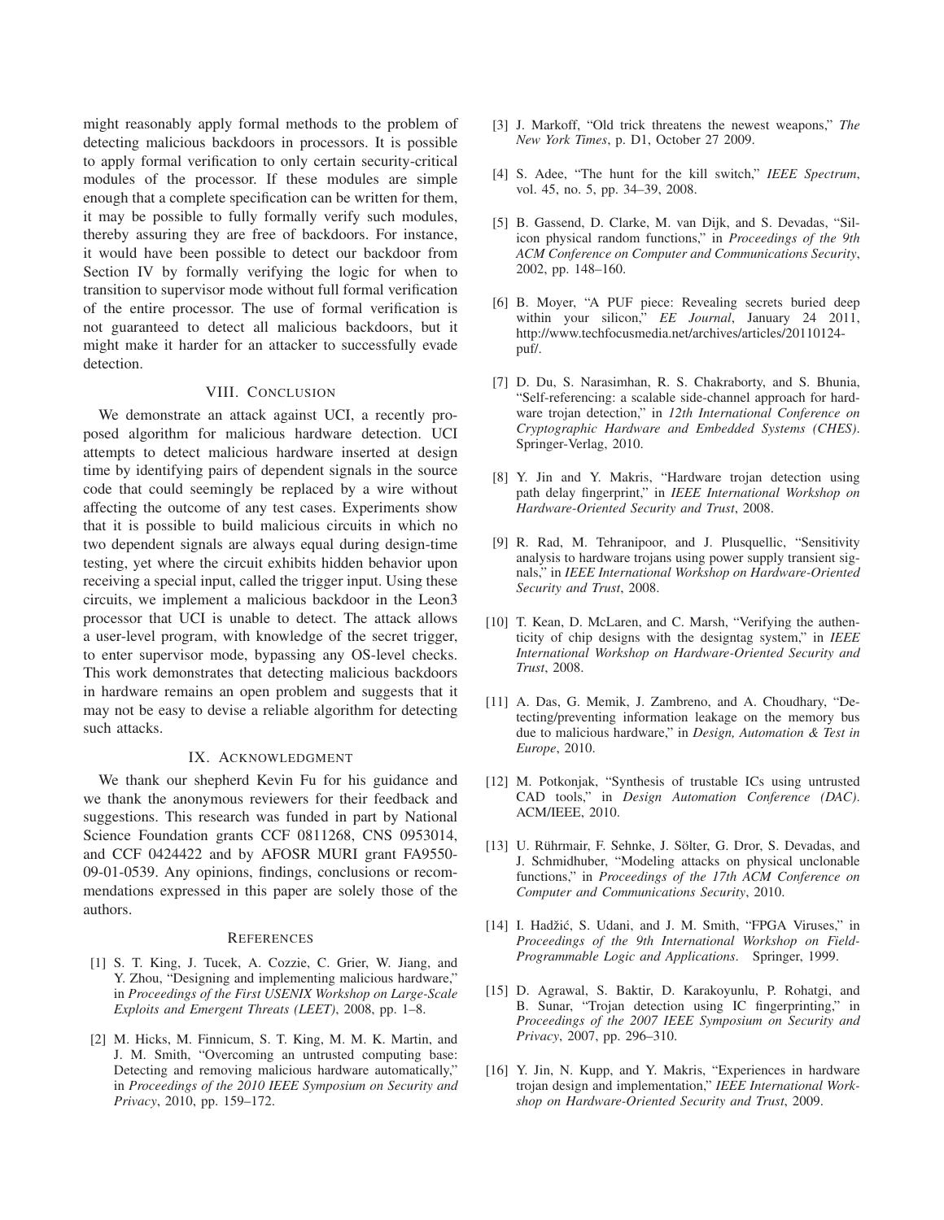might reasonably apply formal methods to the problem of detecting malicious backdoors in processors. It is possible to apply formal verification to only certain security-critical modules of the processor. If these modules are simple enough that a complete specification can be written for them, it may be possible to fully formally verify such modules, thereby assuring they are free of backdoors. For instance, it would have been possible to detect our backdoor from Section IV by formally verifying the logic for when to transition to supervisor mode without full formal verification of the entire processor. The use of formal verification is not guaranteed to detect all malicious backdoors, but it might make it harder for an attacker to successfully evade detection.

## VIII. Conclusion

We demonstrate an attack against UCI, a recently proposed algorithm for malicious hardware detection. UCI attempts to detect malicious hardware inserted at design time by identifying pairs of dependent signals in the source code that could seemingly be replaced by a wire without affecting the outcome of any test cases. Experiments show that it is possible to build malicious circuits in which no two dependent signals are always equal during design-time testing, yet where the circuit exhibits hidden behavior upon receiving a special input, called the trigger input. Using these circuits, we implement a malicious backdoor in the Leon3 processor that UCI is unable to detect. The attack allows a user-level program, with knowledge of the secret trigger, to enter supervisor mode, bypassing any OS-level checks. This work demonstrates that detecting malicious backdoors in hardware remains an open problem and suggests that it may not be easy to devise a reliable algorithm for detecting such attacks.

## IX. Acknowledgment

We thank our shepherd Kevin Fu for his guidance and we thank the anonymous reviewers for their feedback and suggestions. This research was funded in part by National Science Foundation grants CCF 0811268, CNS 0953014, and CCF 0424422 and by AFOSR MURI grant FA9550-09-01-0539. Any opinions, findings, conclusions or recommendations expressed in this paper are solely those of the authors.

## References

[1] S. T. King, J. Tucek, A. Cozzie, C. Grier, W. Jiang, and Y. Zhou, "Designing and implementing malicious hardware," in *Proceedings of the First USENIX Workshop on Large-Scale Exploits and Emergent Threats (LEET)*, 2008, pp. 1–8.

[2] M. Hicks, M. Finnicum, S. T. King, M. M. K. Martin, and J. M. Smith, "Overcoming an untrusted computing base: Detecting and removing malicious hardware automatically," in *Proceedings of the 2010 IEEE Symposium on Security and Privacy*, 2010, pp. 159–172.

[3] J. Markoff, "Old trick threatens the newest weapons," *The New York Times*, p. D1, October 27 2009.

[4] S. Adee, "The hunt for the kill switch," *IEEE Spectrum*, vol. 45, no. 5, pp. 34–39, 2008.

[5] B. Gassend, D. Clarke, M. van Dijk, and S. Devadas, "Silicon physical random functions," in *Proceedings of the 9th ACM Conference on Computer and Communications Security*, 2002, pp. 148–160.

[6] B. Moyer, "A PUF piece: Revealing secrets buried deep within your silicon," *EE Journal*, January 24 2011, http://www.techfocusmedia.net/archives/articles/20110124-puf/.

[7] D. Du, S. Narasimhan, R. S. Chakraborty, and S. Bhunia, "Self-referencing: a scalable side-channel approach for hardware trojan detection," in *12th International Conference on Cryptographic Hardware and Embedded Systems (CHES)*. Springer-Verlag, 2010.

[8] Y. Jin and Y. Makris, "Hardware trojan detection using path delay fingerprint," in *IEEE International Workshop on Hardware-Oriented Security and Trust*, 2008.

[9] R. Rad, M. Tehranipoor, and J. Plusquellic, "Sensitivity analysis to hardware trojans using power supply transient signals," in *IEEE International Workshop on Hardware-Oriented Security and Trust*, 2008.

[10] T. Kean, D. McLaren, and C. Marsh, "Verifying the authenticity of chip designs with the designtag system," in *IEEE International Workshop on Hardware-Oriented Security and Trust*, 2008.

[11] A. Das, G. Memik, J. Zambreno, and A. Choudhary, "Detecting/preventing information leakage on the memory bus due to malicious hardware," in *Design, Automation & Test in Europe*, 2010.

[12] M. Potkonjak, "Synthesis of trustable ICs using untrusted CAD tools," in *Design Automation Conference (DAC)*. ACM/IEEE, 2010.

[13] U. Rührmair, F. Sehnke, J. Sölter, G. Dror, S. Devadas, and J. Schmidhuber, "Modeling attacks on physical unclonable functions," in *Proceedings of the 17th ACM Conference on Computer and Communications Security*, 2010.

[14] I. Hadžić, S. Udani, and J. M. Smith, "FPGA Viruses," in *Proceedings of the 9th International Workshop on Field-Programmable Logic and Applications*. Springer, 1999.

[15] D. Agrawal, S. Baktir, D. Karakoyunlu, P. Rohatgi, and B. Sunar, "Trojan detection using IC fingerprinting," in *Proceedings of the 2007 IEEE Symposium on Security and Privacy*, 2007, pp. 296–310.

[16] Y. Jin, N. Kupp, and Y. Makris, "Experiences in hardware trojan design and implementation," *IEEE International Workshop on Hardware-Oriented Security and Trust*, 2009.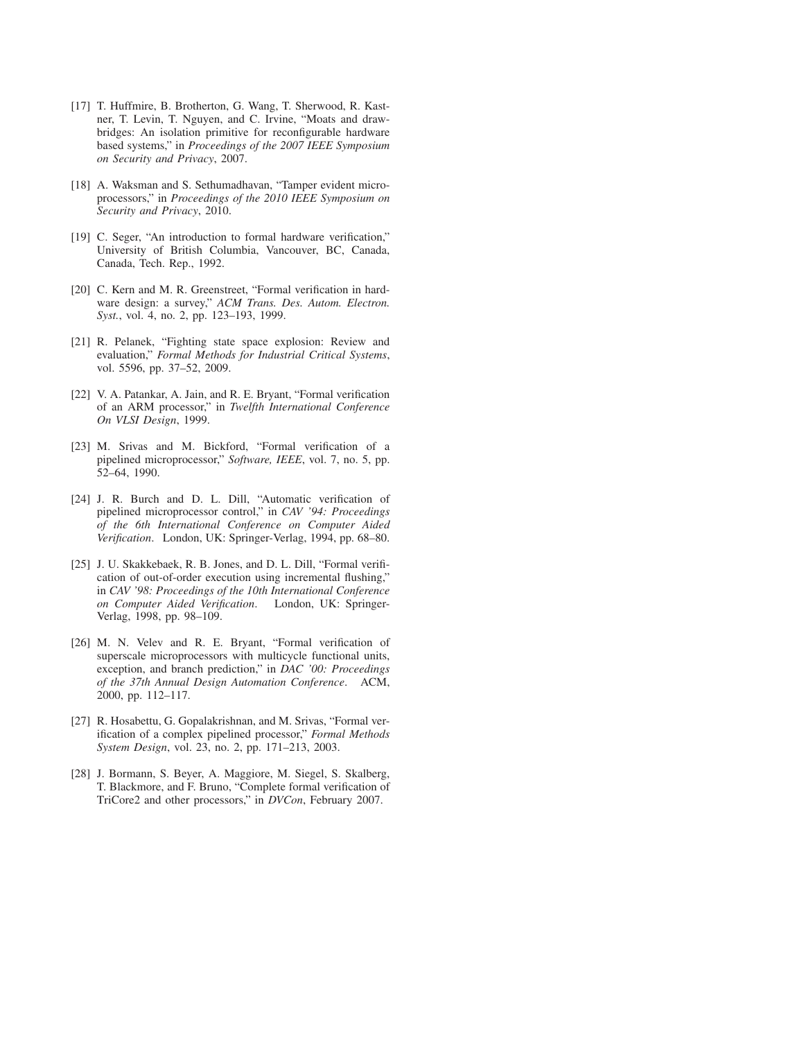[17] T. Huffmire, B. Brotherton, G. Wang, T. Sherwood, R. Kastner, T. Levin, T. Nguyen, and C. Irvine, "Moats and drawbridges: An isolation primitive for reconfigurable hardware based systems," in *Proceedings of the 2007 IEEE Symposium on Security and Privacy*, 2007.

[18] A. Waksman and S. Sethumadhavan, "Tamper evident microprocessors," in *Proceedings of the 2010 IEEE Symposium on Security and Privacy*, 2010.

[19] C. Seger, "An introduction to formal hardware verification," University of British Columbia, Vancouver, BC, Canada, Canada, Tech. Rep., 1992.

[20] C. Kern and M. R. Greenstreet, "Formal verification in hardware design: a survey," *ACM Trans. Des. Autom. Electron. Syst.*, vol. 4, no. 2, pp. 123–193, 1999.

[21] R. Pelanek, "Fighting state space explosion: Review and evaluation," *Formal Methods for Industrial Critical Systems*, vol. 5596, pp. 37–52, 2009.

[22] V. A. Patankar, A. Jain, and R. E. Bryant, "Formal verification of an ARM processor," in *Twelfth International Conference On VLSI Design*, 1999.

[23] M. Srivas and M. Bickford, "Formal verification of a pipelined microprocessor," *Software, IEEE*, vol. 7, no. 5, pp. 52–64, 1990.

[24] J. R. Burch and D. L. Dill, "Automatic verification of pipelined microprocessor control," in *CAV '94: Proceedings of the 6th International Conference on Computer Aided Verification*. London, UK: Springer-Verlag, 1994, pp. 68–80.

[25] J. U. Skakkebaek, R. B. Jones, and D. L. Dill, "Formal verification of out-of-order execution using incremental flushing," in *CAV '98: Proceedings of the 10th International Conference on Computer Aided Verification*. London, UK: Springer-Verlag, 1998, pp. 98–109.

[26] M. N. Velev and R. E. Bryant, "Formal verification of superscale microprocessors with multicycle functional units, exception, and branch prediction," in *DAC '00: Proceedings of the 37th Annual Design Automation Conference*. ACM, 2000, pp. 112–117.

[27] R. Hosabettu, G. Gopalakrishnan, and M. Srivas, "Formal verification of a complex pipelined processor," *Formal Methods System Design*, vol. 23, no. 2, pp. 171–213, 2003.

[28] J. Bormann, S. Beyer, A. Maggiore, M. Siegel, S. Skalberg, T. Blackmore, and F. Bruno, "Complete formal verification of TriCore2 and other processors," in *DVCon*, February 2007.